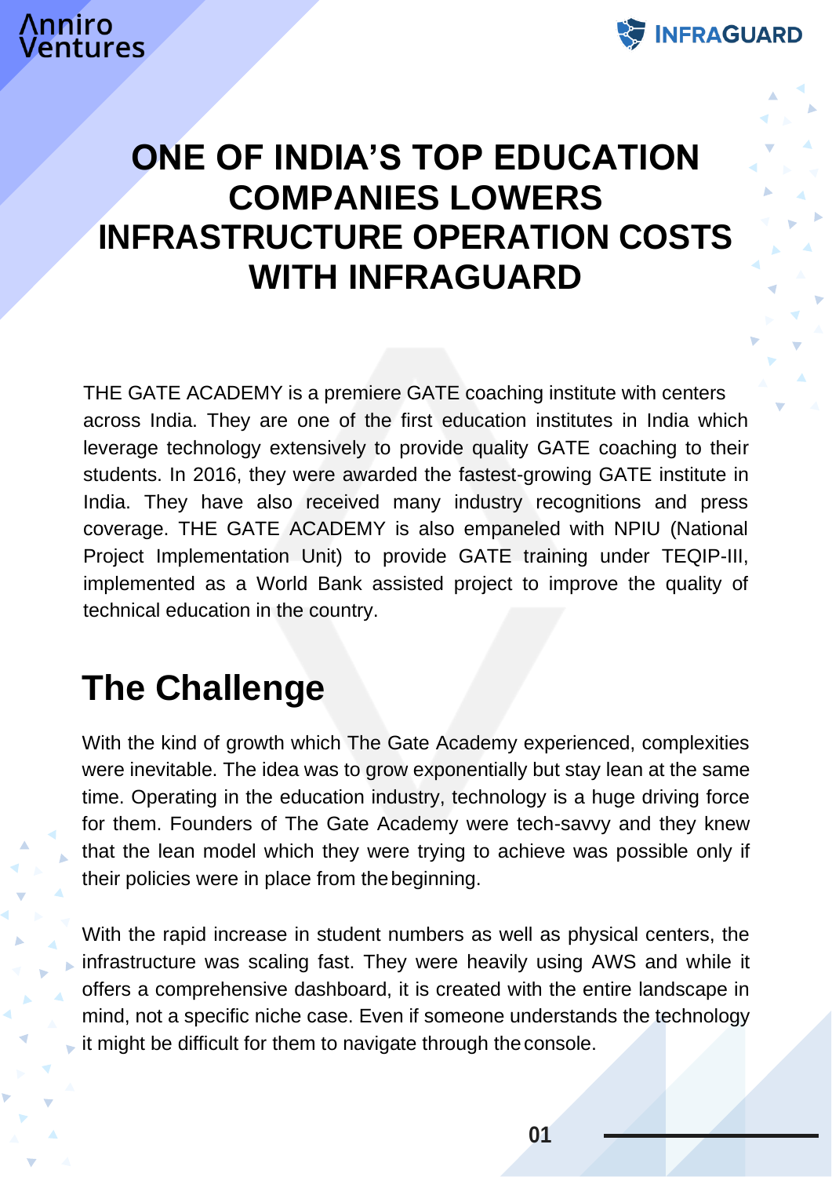Anniro Ventures

INFRAGUARD

# ONE OF INDIA'S TOP EDUCATION COMPANIES LOWERS INFRASTRUCTURE OPERATION COSTS WITH INFRAGUARD

THE GATE ACADEMY is a premiere GATE coaching institute with centers across India. They are one of the first education institutes in India which leverage technology extensively to provide quality GATE coaching to their students. In 2016, they were awarded the fastest-growing GATE institute in India. They have also received many industry recognitions and press coverage. THE GATE ACADEMY is also empaneled with NPIU (National Project Implementation Unit) to provide GATE training under TEQIP-III, implemented as a World Bank assisted project to improve the quality of technical education in the country.

## The Challenge

With the kind of growth which The Gate Academy experienced, complexities were inevitable. The idea was to grow exponentially but stay lean at the same time. Operating in the education industry, technology is a huge driving force for them. Founders of The Gate Academy were tech-savvy and they knew that the lean model which they were trying to achieve was possible only if their policies were in place from the beginning.

With the rapid increase in student numbers as well as physical centers, the infrastructure was scaling fast. They were heavily using AWS and while it offers a comprehensive dashboard, it is created with the entire landscape in mind, not a specific niche case. Even if someone understands the technology it might be difficult for them to navigate through the console.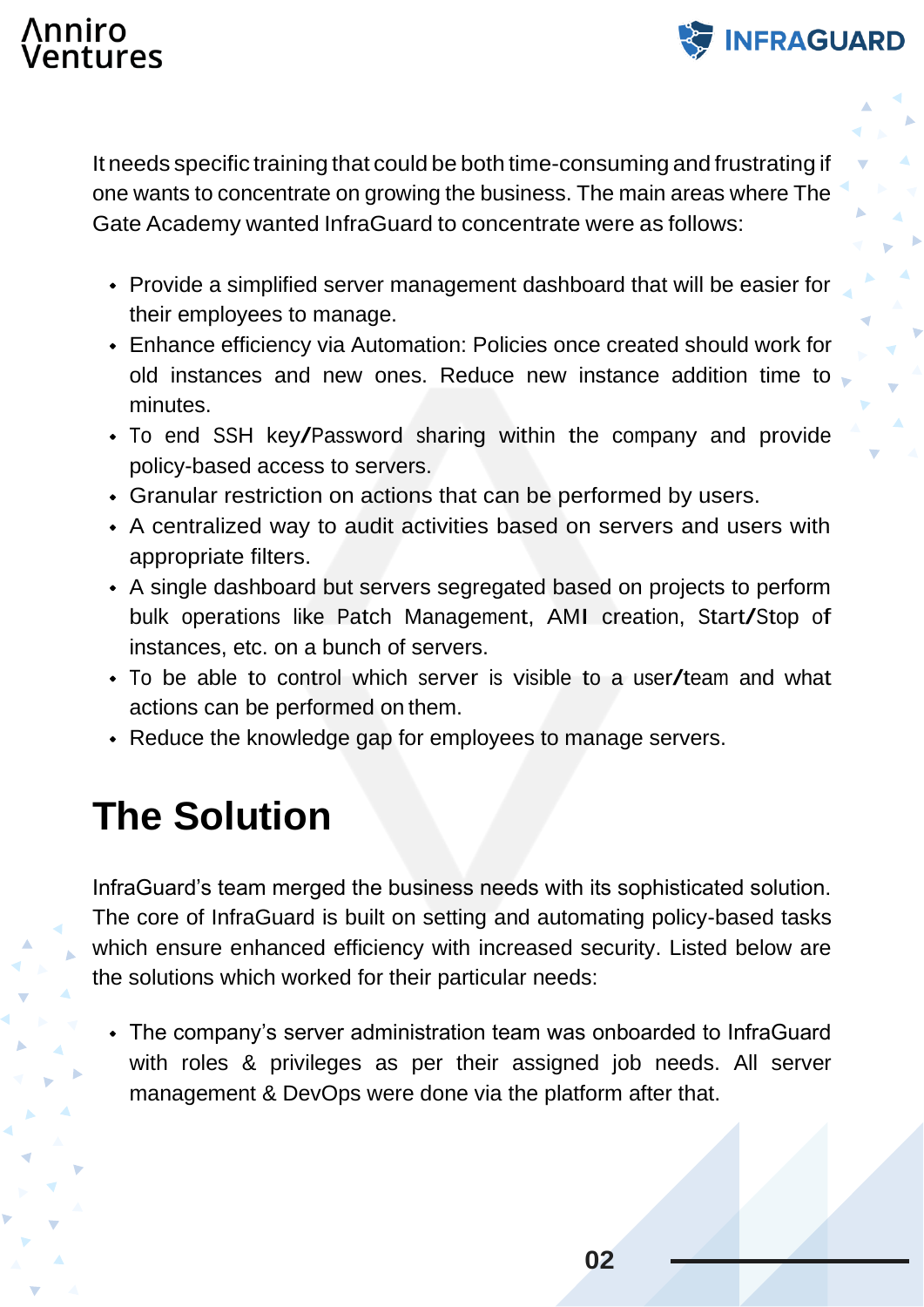It needs specific training that could be both time-consuming and frustrating if one wants to concentrate on growing the business. The main areas where The Gate Academy wanted InfraGuard to concentrate were as follows:

- Provide a simplified server management dashboard that will be easier for their employees to manage.
- Enhance efficiency via Automation: Policies once created should work for old instances and new ones. Reduce new instance addition time to minutes.
- To end SSH key/Password sharing within the company and provide policy-based access to servers.
- Granular restriction on actions that can be performed by users.
- A centralized way to audit activities based on servers and users with appropriate filters.
- A single dashboard but servers segregated based on projects to perform bulk operations like Patch Management, AMI creation, Start/Stop of instances, etc. on a bunch of servers.
- To be able to control which server is visible to a user/team and what actions can be performed on them.
- Reduce the knowledge gap for employees to manage servers.

# The Solution

InfraGuard's team merged the business needs with its sophisticated solution. The core of InfraGuard is built on setting and automating policy-based tasks which ensure enhanced efficiency with increased security. Listed below are the solutions which worked for their particular needs:

- The company's server administration team was onboarded to InfraGuard with roles & privileges as per their assigned job needs. All server management & DevOps were done via the platform after that.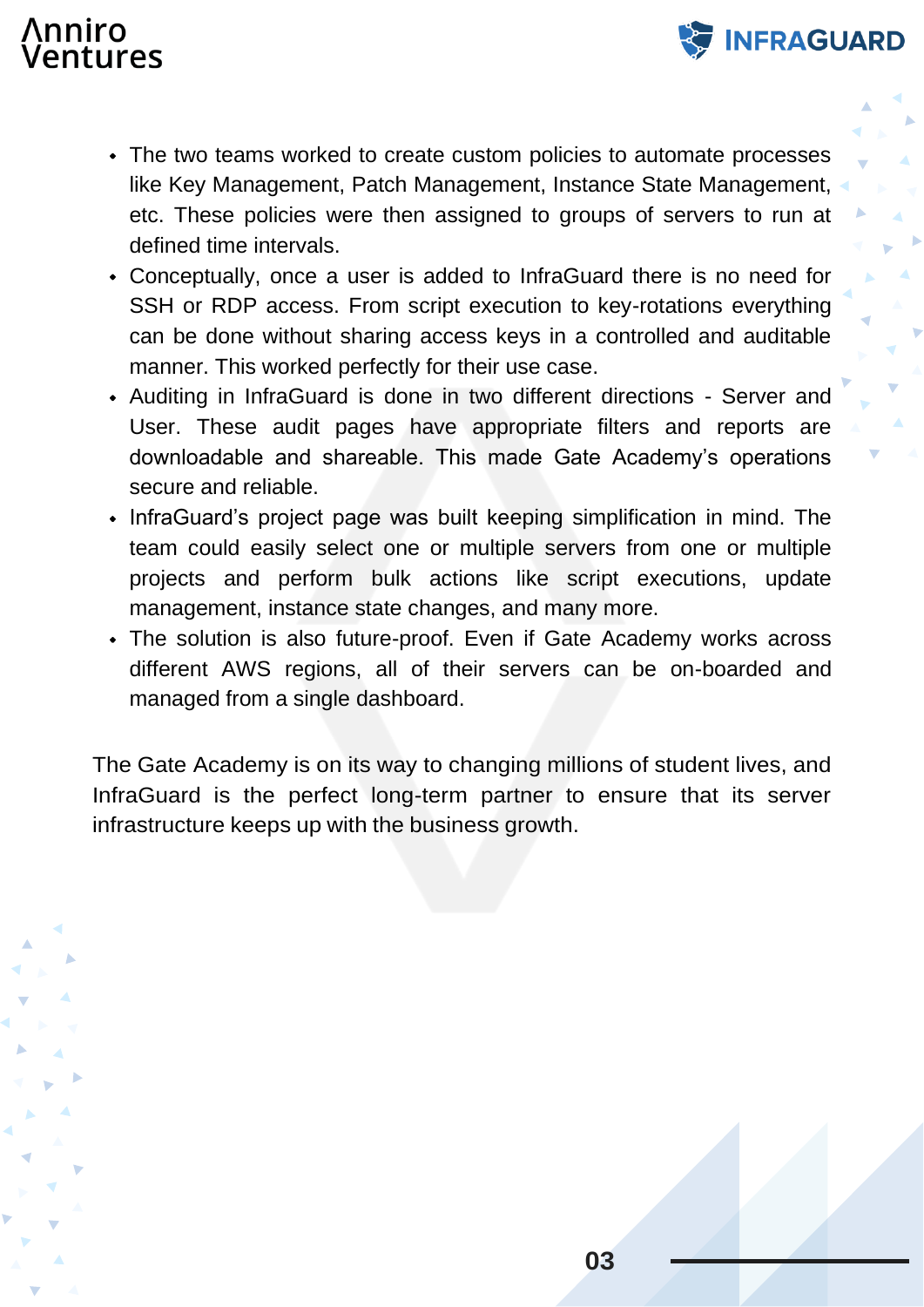- The two teams worked to create custom policies to automate processes like Key Management, Patch Management, Instance State Management, etc. These policies were then assigned to groups of servers to run at defined time intervals.
- Conceptually, once a user is added to InfraGuard there is no need for SSH or RDP access. From script execution to key-rotations everything can be done without sharing access keys in a controlled and auditable manner. This worked perfectly for their use case.
- Auditing in InfraGuard is done in two different directions - Server and User. These audit pages have appropriate filters and reports are downloadable and shareable. This made Gate Academy's operations secure and reliable.
- InfraGuard's project page was built keeping simplification in mind. The team could easily select one or multiple servers from one or multiple projects and perform bulk actions like script executions, update management, instance state changes, and many more.
- The solution is also future-proof. Even if Gate Academy works across different AWS regions, all of their servers can be on-boarded and managed from a single dashboard.

The Gate Academy is on its way to changing millions of student lives, and InfraGuard is the perfect long-term partner to ensure that its server infrastructure keeps up with the business growth.